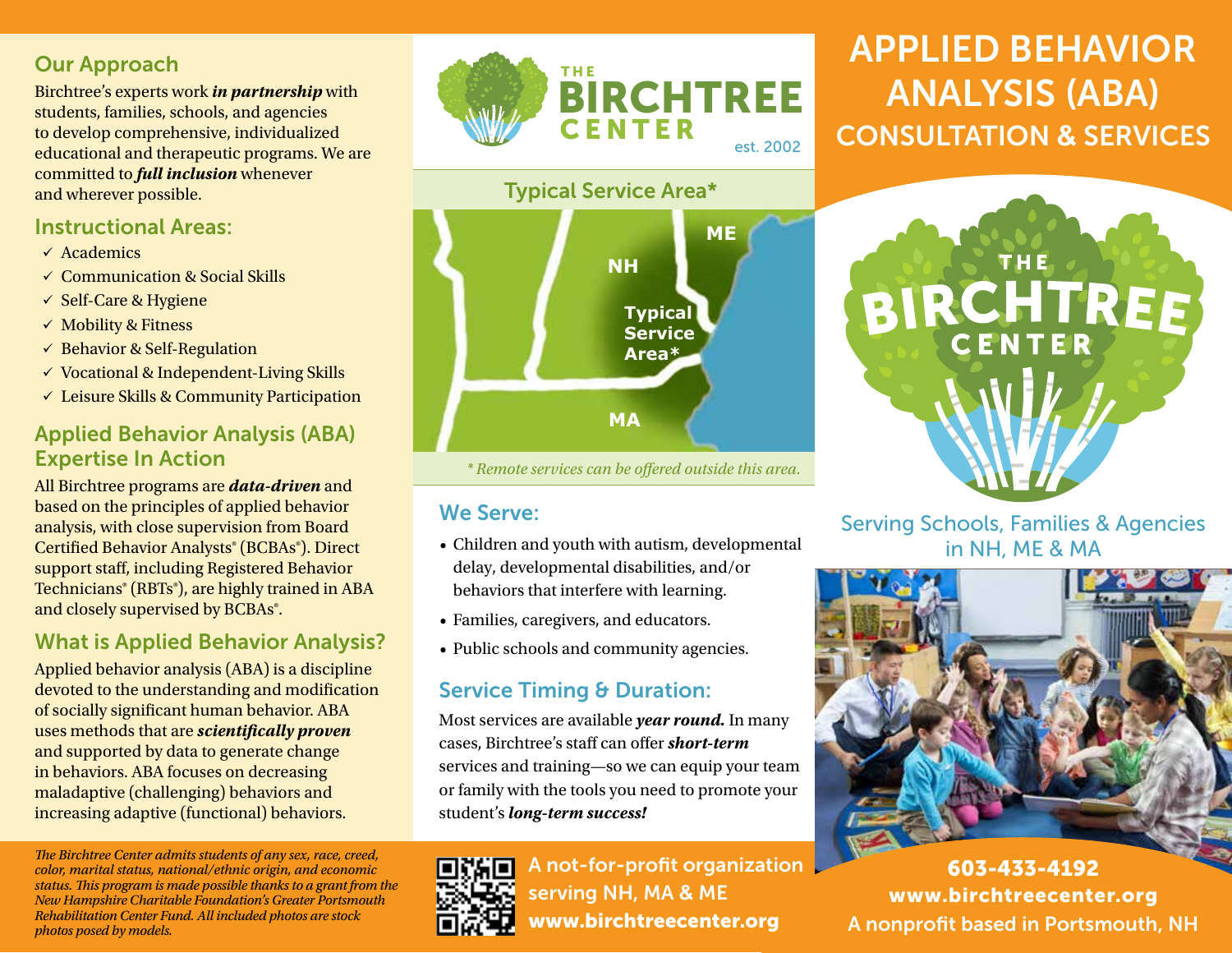## Our Approach

Birchtree's experts work ***in partnership*** with students, families, schools, and agencies to develop comprehensive, individualized educational and therapeutic programs. We are committed to ***full inclusion*** whenever and wherever possible.

## Instructional Areas:

- ✓ Academics
- ✓ Communication & Social Skills
- ✓ Self-Care & Hygiene
- ✓ Mobility & Fitness
- ✓ Behavior & Self-Regulation
- ✓ Vocational & Independent-Living Skills
- ✓ Leisure Skills & Community Participation

## Applied Behavior Analysis (ABA) Expertise In Action

All Birchtree programs are ***data-driven*** and based on the principles of applied behavior analysis, with close supervision from Board Certified Behavior Analysts® (BCBAs®). Direct support staff, including Registered Behavior Technicians® (RBTs®), are highly trained in ABA and closely supervised by BCBAs®.

## What is Applied Behavior Analysis?

Applied behavior analysis (ABA) is a discipline devoted to the understanding and modification of socially significant human behavior. ABA uses methods that are ***scientifically proven*** and supported by data to generate change in behaviors. ABA focuses on decreasing maladaptive (challenging) behaviors and increasing adaptive (functional) behaviors.

*The Birchtree Center admits students of any sex, race, creed, color, marital status, national/ethnic origin, and economic status. This program is made possible thanks to a grant from the New Hampshire Charitable Foundation's Greater Portsmouth Rehabilitation Center Fund. All included photos are stock photos posed by models.*

THE BIRCHTREE CENTER est. 2002

## Typical Service Area*

ME

NH

Typical Service Area*

MA

*\* Remote services can be offered outside this area.*

## We Serve:

- Children and youth with autism, developmental delay, developmental disabilities, and/or behaviors that interfere with learning.
- Families, caregivers, and educators.
- Public schools and community agencies.

## Service Timing & Duration:

Most services are available ***year round.*** In many cases, Birchtree's staff can offer ***short-term*** services and training—so we can equip your team or family with the tools you need to promote your student's ***long-term success!***

A not-for-profit organization serving NH, MA & ME
**www.birchtreecenter.org**

# APPLIED BEHAVIOR ANALYSIS (ABA) CONSULTATION & SERVICES

THE BIRCHTREE CENTER

Serving Schools, Families & Agencies in NH, ME & MA

**603-433-4192**
**www.birchtreecenter.org**
A nonprofit based in Portsmouth, NH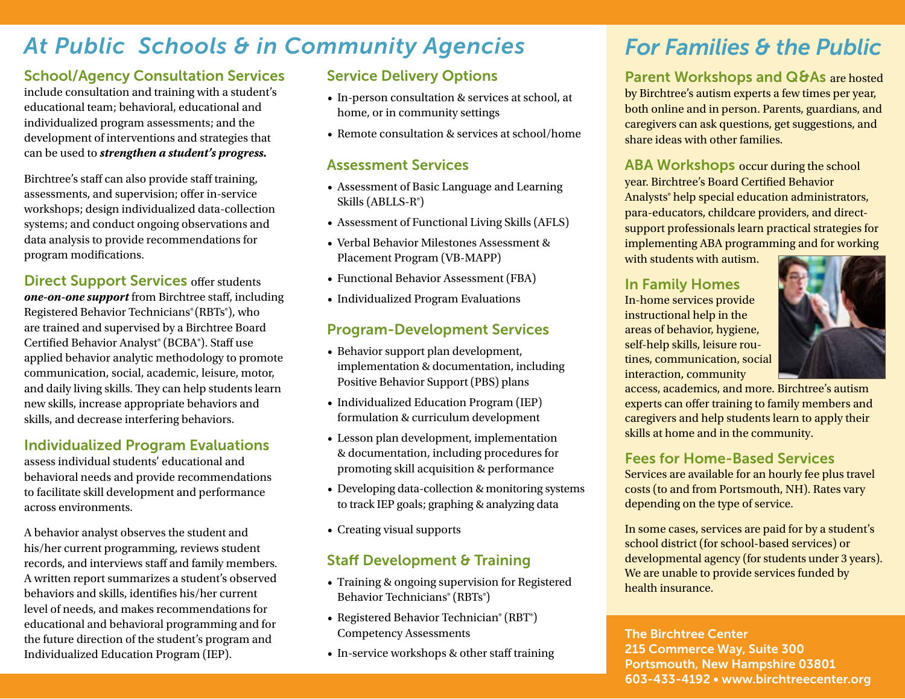# At Public Schools & in Community Agencies

**School/Agency Consultation Services** include consultation and training with a student's educational team; behavioral, educational and individualized program assessments; and the development of interventions and strategies that can be used to ***strengthen a student's progress.***

Birchtree's staff can also provide staff training, assessments, and supervision; offer in-service workshops; design individualized data-collection systems; and conduct ongoing observations and data analysis to provide recommendations for program modifications.

**Direct Support Services** offer students ***one-on-one support*** from Birchtree staff, including Registered Behavior Technicians® (RBTs®), who are trained and supervised by a Birchtree Board Certified Behavior Analyst® (BCBA®). Staff use applied behavior analytic methodology to promote communication, social, academic, leisure, motor, and daily living skills. They can help students learn new skills, increase appropriate behaviors and skills, and decrease interfering behaviors.

**Individualized Program Evaluations** assess individual students' educational and behavioral needs and provide recommendations to facilitate skill development and performance across environments.

A behavior analyst observes the student and his/her current programming, reviews student records, and interviews staff and family members. A written report summarizes a student's observed behaviors and skills, identifies his/her current level of needs, and makes recommendations for educational and behavioral programming and for the future direction of the student's program and Individualized Education Program (IEP).

## Service Delivery Options

- In-person consultation & services at school, at home, or in community settings
- Remote consultation & services at school/home

## Assessment Services

- Assessment of Basic Language and Learning Skills (ABLLS-R®)
- Assessment of Functional Living Skills (AFLS)
- Verbal Behavior Milestones Assessment & Placement Program (VB-MAPP)
- Functional Behavior Assessment (FBA)
- Individualized Program Evaluations

## Program-Development Services

- Behavior support plan development, implementation & documentation, including Positive Behavior Support (PBS) plans
- Individualized Education Program (IEP) formulation & curriculum development
- Lesson plan development, implementation & documentation, including procedures for promoting skill acquisition & performance
- Developing data-collection & monitoring systems to track IEP goals; graphing & analyzing data
- Creating visual supports

## Staff Development & Training

- Training & ongoing supervision for Registered Behavior Technicians® (RBTs®)
- Registered Behavior Technician® (RBT®) Competency Assessments
- In-service workshops & other staff training

# For Families & the Public

**Parent Workshops and Q&As** are hosted by Birchtree's autism experts a few times per year, both online and in person. Parents, guardians, and caregivers can ask questions, get suggestions, and share ideas with other families.

**ABA Workshops** occur during the school year. Birchtree's Board Certified Behavior Analysts® help special education administrators, para-educators, childcare providers, and direct-support professionals learn practical strategies for implementing ABA programming and for working with students with autism.

## In Family Homes

In-home services provide instructional help in the areas of behavior, hygiene, self-help skills, leisure routines, communication, social interaction, community access, academics, and more. Birchtree's autism experts can offer training to family members and caregivers and help students learn to apply their skills at home and in the community.

## Fees for Home-Based Services

Services are available for an hourly fee plus travel costs (to and from Portsmouth, NH). Rates vary depending on the type of service.

In some cases, services are paid for by a student's school district (for school-based services) or developmental agency (for students under 3 years). We are unable to provide services funded by health insurance.

The Birchtree Center
215 Commerce Way, Suite 300
Portsmouth, New Hampshire 03801
603-433-4192 • www.birchtreecenter.org